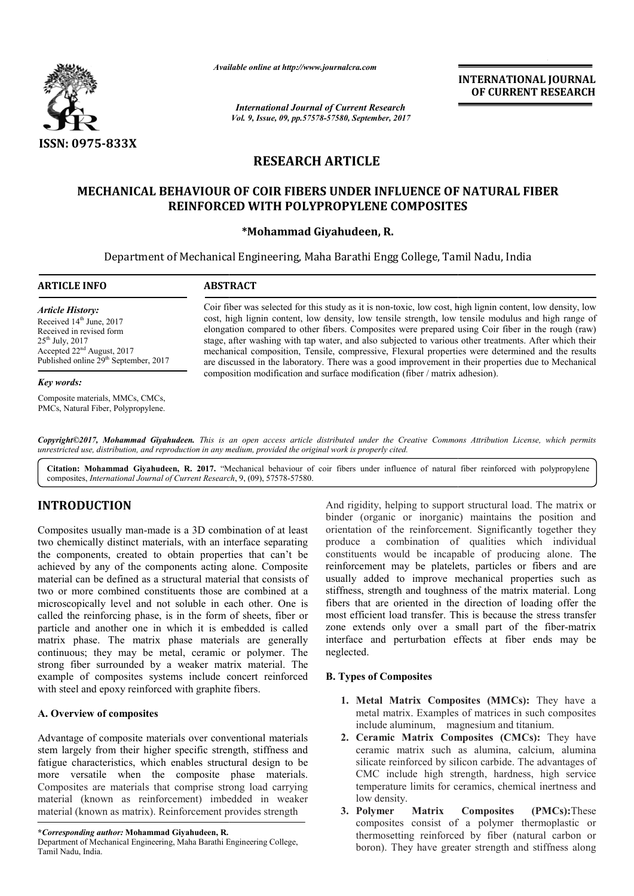*Available online at http://www.journalcra.com*

*International Journal of Current Research*
*Vol. 9, Issue, 09, pp.57578-57580, September, 2017*

**INTERNATIONAL JOURNAL OF CURRENT RESEARCH**

**ISSN: 0975-833X**

# RESEARCH ARTICLE

## MECHANICAL BEHAVIOUR OF COIR FIBERS UNDER INFLUENCE OF NATURAL FIBER REINFORCED WITH POLYPROPYLENE COMPOSITES

**\*Mohammad Giyahudeen, R.**

Department of Mechanical Engineering, Maha Barathi Engg College, Tamil Nadu, India

**ARTICLE INFO**

*Article History:*

Received 14th June, 2017
Received in revised form
25th July, 2017
Accepted 22nd August, 2017
Published online 29th September, 2017

*Key words:*

Composite materials, MMCs, CMCs, PMCs, Natural Fiber, Polypropylene.

**ABSTRACT**

Coir fiber was selected for this study as it is non-toxic, low cost, high lignin content, low density, low cost, high lignin content, low density, low tensile strength, low tensile modulus and high range of elongation compared to other fibers. Composites were prepared using Coir fiber in the rough (raw) stage, after washing with tap water, and also subjected to various other treatments. After which their mechanical composition, Tensile, compressive, Flexural properties were determined and the results are discussed in the laboratory. There was a good improvement in their properties due to Mechanical composition modification and surface modification (fiber / matrix adhesion).

*Copyright©2017, Mohammad Giyahudeen. This is an open access article distributed under the Creative Commons Attribution License, which permits unrestricted use, distribution, and reproduction in any medium, provided the original work is properly cited.*

**Citation: Mohammad Giyahudeen, R. 2017.** "Mechanical behaviour of coir fibers under influence of natural fiber reinforced with polypropylene composites, *International Journal of Current Research*, 9, (09), 57578-57580.

## INTRODUCTION

Composites usually man-made is a 3D combination of at least two chemically distinct materials, with an interface separating the components, created to obtain properties that can't be achieved by any of the components acting alone. Composite material can be defined as a structural material that consists of two or more combined constituents those are combined at a microscopically level and not soluble in each other. One is called the reinforcing phase, is in the form of sheets, fiber or particle and another one in which it is embedded is called matrix phase. The matrix phase materials are generally continuous; they may be metal, ceramic or polymer. The strong fiber surrounded by a weaker matrix material. The example of composites systems include concert reinforced with steel and epoxy reinforced with graphite fibers.

### A. Overview of composites

Advantage of composite materials over conventional materials stem largely from their higher specific strength, stiffness and fatigue characteristics, which enables structural design to be more versatile when the composite phase materials. Composites are materials that comprise strong load carrying material (known as reinforcement) imbedded in weaker material (known as matrix). Reinforcement provides strength And rigidity, helping to support structural load. The matrix or binder (organic or inorganic) maintains the position and orientation of the reinforcement. Significantly together they produce a combination of qualities which individual constituents would be incapable of producing alone. The reinforcement may be platelets, particles or fibers and are usually added to improve mechanical properties such as stiffness, strength and toughness of the matrix material. Long fibers that are oriented in the direction of loading offer the most efficient load transfer. This is because the stress transfer zone extends only over a small part of the fiber-matrix interface and perturbation effects at fiber ends may be neglected.

### B. Types of Composites

1. **Metal Matrix Composites (MMCs):** They have a metal matrix. Examples of matrices in such composites include aluminum, magnesium and titanium.
2. **Ceramic Matrix Composites (CMCs):** They have ceramic matrix such as alumina, calcium, alumina silicate reinforced by silicon carbide. The advantages of CMC include high strength, hardness, high service temperature limits for ceramics, chemical inertness and low density.
3. **Polymer Matrix Composites (PMCs):**These composites consist of a polymer thermoplastic or thermosetting reinforced by fiber (natural carbon or boron). They have greater strength and stiffness along

**\*Corresponding author: Mohammad Giyahudeen, R.**
Department of Mechanical Engineering, Maha Barathi Engineering College, Tamil Nadu, India.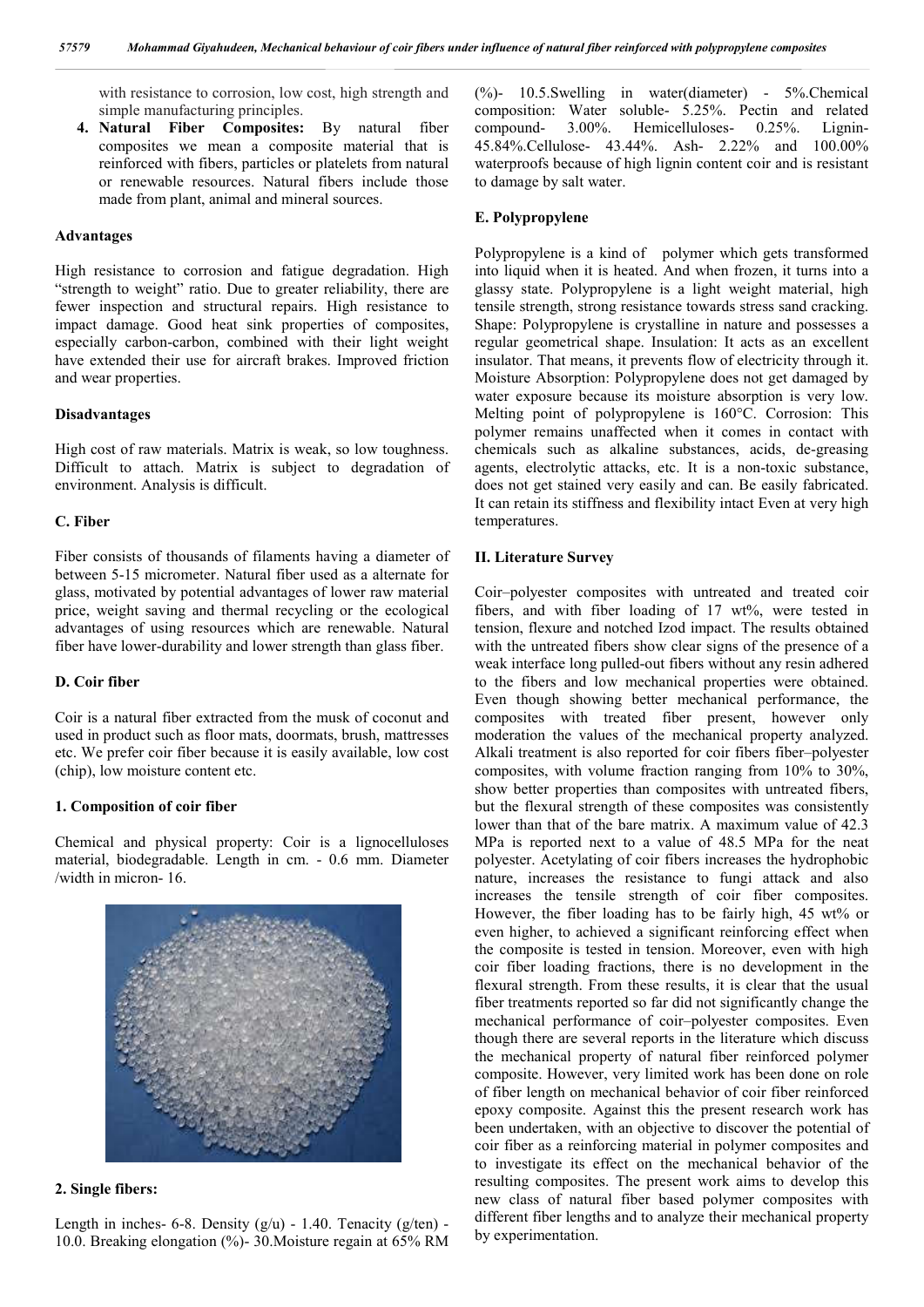with resistance to corrosion, low cost, high strength and simple manufacturing principles.

4. **Natural Fiber Composites:** By natural fiber composites we mean a composite material that is reinforced with fibers, particles or platelets from natural or renewable resources. Natural fibers include those made from plant, animal and mineral sources.

### Advantages

High resistance to corrosion and fatigue degradation. High "strength to weight" ratio. Due to greater reliability, there are fewer inspection and structural repairs. High resistance to impact damage. Good heat sink properties of composites, especially carbon-carbon, combined with their light weight have extended their use for aircraft brakes. Improved friction and wear properties.

### Disadvantages

High cost of raw materials. Matrix is weak, so low toughness. Difficult to attach. Matrix is subject to degradation of environment. Analysis is difficult.

### C. Fiber

Fiber consists of thousands of filaments having a diameter of between 5-15 micrometer. Natural fiber used as a alternate for glass, motivated by potential advantages of lower raw material price, weight saving and thermal recycling or the ecological advantages of using resources which are renewable. Natural fiber have lower-durability and lower strength than glass fiber.

### D. Coir fiber

Coir is a natural fiber extracted from the musk of coconut and used in product such as floor mats, doormats, brush, mattresses etc. We prefer coir fiber because it is easily available, low cost (chip), low moisture content etc.

### 1. Composition of coir fiber

Chemical and physical property: Coir is a lignocelluloses material, biodegradable. Length in cm. - 0.6 mm. Diameter /width in micron- 16.

### 2. Single fibers:

Length in inches- 6-8. Density (g/u) - 1.40. Tenacity (g/ten) - 10.0. Breaking elongation (%)- 30.Moisture regain at 65% RM (%)- 10.5.Swelling in water(diameter) - 5%.Chemical composition: Water soluble- 5.25%. Pectin and related compound- 3.00%. Hemicelluloses- 0.25%. Lignin- 45.84%.Cellulose- 43.44%. Ash- 2.22% and 100.00% waterproofs because of high lignin content coir and is resistant to damage by salt water.

### E. Polypropylene

Polypropylene is a kind of polymer which gets transformed into liquid when it is heated. And when frozen, it turns into a glassy state. Polypropylene is a light weight material, high tensile strength, strong resistance towards stress sand cracking. Shape: Polypropylene is crystalline in nature and possesses a regular geometrical shape. Insulation: It acts as an excellent insulator. That means, it prevents flow of electricity through it. Moisture Absorption: Polypropylene does not get damaged by water exposure because its moisture absorption is very low. Melting point of polypropylene is 160°C. Corrosion: This polymer remains unaffected when it comes in contact with chemicals such as alkaline substances, acids, de-greasing agents, electrolytic attacks, etc. It is a non-toxic substance, does not get stained very easily and can. Be easily fabricated. It can retain its stiffness and flexibility intact Even at very high temperatures.

## II. Literature Survey

Coir–polyester composites with untreated and treated coir fibers, and with fiber loading of 17 wt%, were tested in tension, flexure and notched Izod impact. The results obtained with the untreated fibers show clear signs of the presence of a weak interface long pulled-out fibers without any resin adhered to the fibers and low mechanical properties were obtained. Even though showing better mechanical performance, the composites with treated fiber present, however only moderation the values of the mechanical property analyzed. Alkali treatment is also reported for coir fibers fiber–polyester composites, with volume fraction ranging from 10% to 30%, show better properties than composites with untreated fibers, but the flexural strength of these composites was consistently lower than that of the bare matrix. A maximum value of 42.3 MPa is reported next to a value of 48.5 MPa for the neat polyester. Acetylating of coir fibers increases the hydrophobic nature, increases the resistance to fungi attack and also increases the tensile strength of coir fiber composites. However, the fiber loading has to be fairly high, 45 wt% or even higher, to achieved a significant reinforcing effect when the composite is tested in tension. Moreover, even with high coir fiber loading fractions, there is no development in the flexural strength. From these results, it is clear that the usual fiber treatments reported so far did not significantly change the mechanical performance of coir–polyester composites. Even though there are several reports in the literature which discuss the mechanical property of natural fiber reinforced polymer composite. However, very limited work has been done on role of fiber length on mechanical behavior of coir fiber reinforced epoxy composite. Against this the present research work has been undertaken, with an objective to discover the potential of coir fiber as a reinforcing material in polymer composites and to investigate its effect on the mechanical behavior of the resulting composites. The present work aims to develop this new class of natural fiber based polymer composites with different fiber lengths and to analyze their mechanical property by experimentation.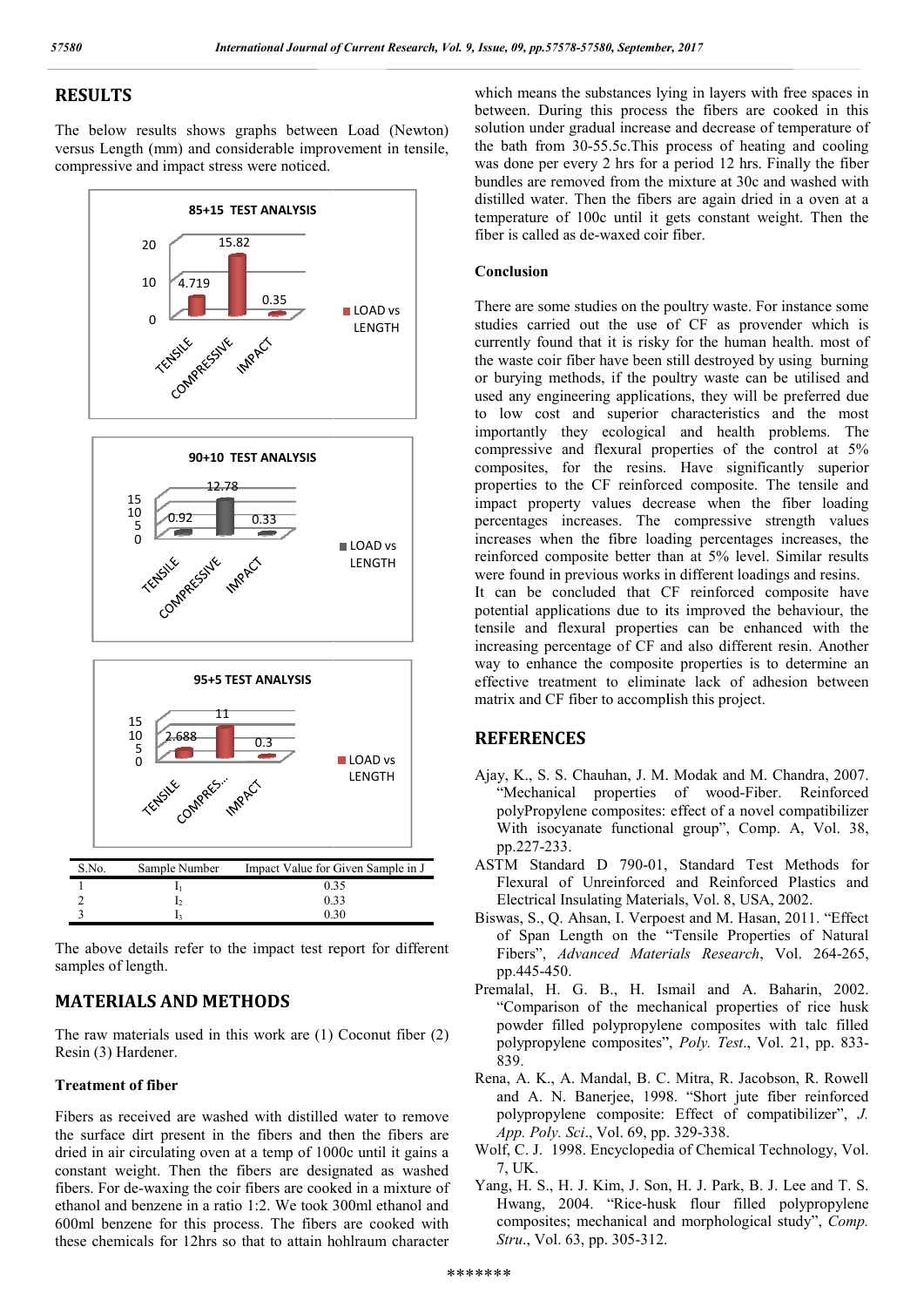## RESULTS

The below results shows graphs between Load (Newton) versus Length (mm) and considerable improvement in tensile, compressive and impact stress were noticed.

85+15 TEST ANALYSIS

20
10
0

4.719
15.82
0.35

TENSILE
COMPRESSIVE
IMPACT

LOAD vs LENGTH

90+10 TEST ANALYSIS

15
10
5
0

0.92
12.78
0.33

TENSILE
COMPRESSIVE
IMPACT

LOAD vs LENGTH

95+5 TEST ANALYSIS

15
10
5
0

2.688
11
0.3

TENSILE
COMPRES...
IMPACT

LOAD vs LENGTH

| S.No. | Sample Number | Impact Value for Given Sample in J |
|---|---|---|
| 1 | $I_1$ | 0.35 |
| 2 | $I_2$ | 0.33 |
| 3 | $I_3$ | 0.30 |

The above details refer to the impact test report for different samples of length.

## MATERIALS AND METHODS

The raw materials used in this work are (1) Coconut fiber (2) Resin (3) Hardener.

### Treatment of fiber

Fibers as received are washed with distilled water to remove the surface dirt present in the fibers and then the fibers are dried in air circulating oven at a temp of 1000c until it gains a constant weight. Then the fibers are designated as washed fibers. For de-waxing the coir fibers are cooked in a mixture of ethanol and benzene in a ratio 1:2. We took 300ml ethanol and 600ml benzene for this process. The fibers are cooked with these chemicals for 12hrs so that to attain hohlraum character which means the substances lying in layers with free spaces in between. During this process the fibers are cooked in this solution under gradual increase and decrease of temperature of the bath from 30-55.5c.This process of heating and cooling was done per every 2 hrs for a period 12 hrs. Finally the fiber bundles are removed from the mixture at 30c and washed with distilled water. Then the fibers are again dried in a oven at a temperature of 100c until it gets constant weight. Then the fiber is called as de-waxed coir fiber.

### Conclusion

There are some studies on the poultry waste. For instance some studies carried out the use of CF as provender which is currently found that it is risky for the human health. most of the waste coir fiber have been still destroyed by using burning or burying methods, if the poultry waste can be utilised and used any engineering applications, they will be preferred due to low cost and superior characteristics and the most importantly they ecological and health problems. The compressive and flexural properties of the control at 5% composites, for the resins. Have significantly superior properties to the CF reinforced composite. The tensile and impact property values decrease when the fiber loading percentages increases. The compressive strength values increases when the fibre loading percentages increases, the reinforced composite better than at 5% level. Similar results were found in previous works in different loadings and resins.

It can be concluded that CF reinforced composite have potential applications due to its improved the behaviour, the tensile and flexural properties can be enhanced with the increasing percentage of CF and also different resin. Another way to enhance the composite properties is to determine an effective treatment to eliminate lack of adhesion between matrix and CF fiber to accomplish this project.

## REFERENCES

Ajay, K., S. S. Chauhan, J. M. Modak and M. Chandra, 2007. "Mechanical properties of wood-Fiber. Reinforced polyPropylene composites: effect of a novel compatibilizer With isocyanate functional group", Comp. A, Vol. 38, pp.227-233.

ASTM Standard D 790-01, Standard Test Methods for Flexural of Unreinforced and Reinforced Plastics and Electrical Insulating Materials, Vol. 8, USA, 2002.

Biswas, S., Q. Ahsan, I. Verpoest and M. Hasan, 2011. "Effect of Span Length on the "Tensile Properties of Natural Fibers", *Advanced Materials Research*, Vol. 264-265, pp.445-450.

Premalal, H. G. B., H. Ismail and A. Baharin, 2002. "Comparison of the mechanical properties of rice husk powder filled polypropylene composites with talc filled polypropylene composites", *Poly. Test*., Vol. 21, pp. 833-839.

Rena, A. K., A. Mandal, B. C. Mitra, R. Jacobson, R. Rowell and A. N. Banerjee, 1998. "Short jute fiber reinforced polypropylene composite: Effect of compatibilizer", *J. App. Poly. Sci*., Vol. 69, pp. 329-338.

Wolf, C. J. 1998. Encyclopedia of Chemical Technology, Vol. 7, UK.

Yang, H. S., H. J. Kim, J. Son, H. J. Park, B. J. Lee and T. S. Hwang, 2004. "Rice-husk flour filled polypropylene composites; mechanical and morphological study", *Comp. Stru*., Vol. 63, pp. 305-312.

*******